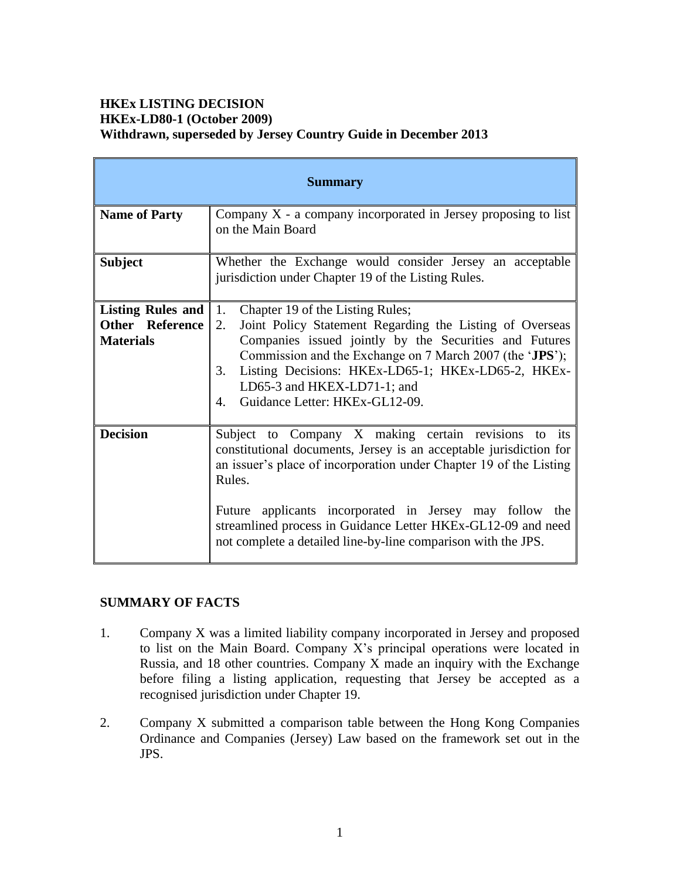**HKEx LISTING DECISION**
**HKEx-LD80-1 (October 2009)**
**Withdrawn, superseded by Jersey Country Guide in December 2013**

| **Summary** | |
|---|---|
| **Name of Party** | Company X - a company incorporated in Jersey proposing to list on the Main Board |
| **Subject** | Whether the Exchange would consider Jersey an acceptable jurisdiction under Chapter 19 of the Listing Rules. |
| **Listing Rules and Other Reference Materials** | 1. Chapter 19 of the Listing Rules;<br>2. Joint Policy Statement Regarding the Listing of Overseas Companies issued jointly by the Securities and Futures Commission and the Exchange on 7 March 2007 (the '**JPS**');<br>3. Listing Decisions: HKEx-LD65-1; HKEx-LD65-2, HKEx-LD65-3 and HKEX-LD71-1; and<br>4. Guidance Letter: HKEx-GL12-09. |
| **Decision** | Subject to Company X making certain revisions to its constitutional documents, Jersey is an acceptable jurisdiction for an issuer's place of incorporation under Chapter 19 of the Listing Rules.<br><br>Future applicants incorporated in Jersey may follow the streamlined process in Guidance Letter HKEx-GL12-09 and need not complete a detailed line-by-line comparison with the JPS. |

**SUMMARY OF FACTS**

1. Company X was a limited liability company incorporated in Jersey and proposed to list on the Main Board. Company X's principal operations were located in Russia, and 18 other countries. Company X made an inquiry with the Exchange before filing a listing application, requesting that Jersey be accepted as a recognised jurisdiction under Chapter 19.

2. Company X submitted a comparison table between the Hong Kong Companies Ordinance and Companies (Jersey) Law based on the framework set out in the JPS.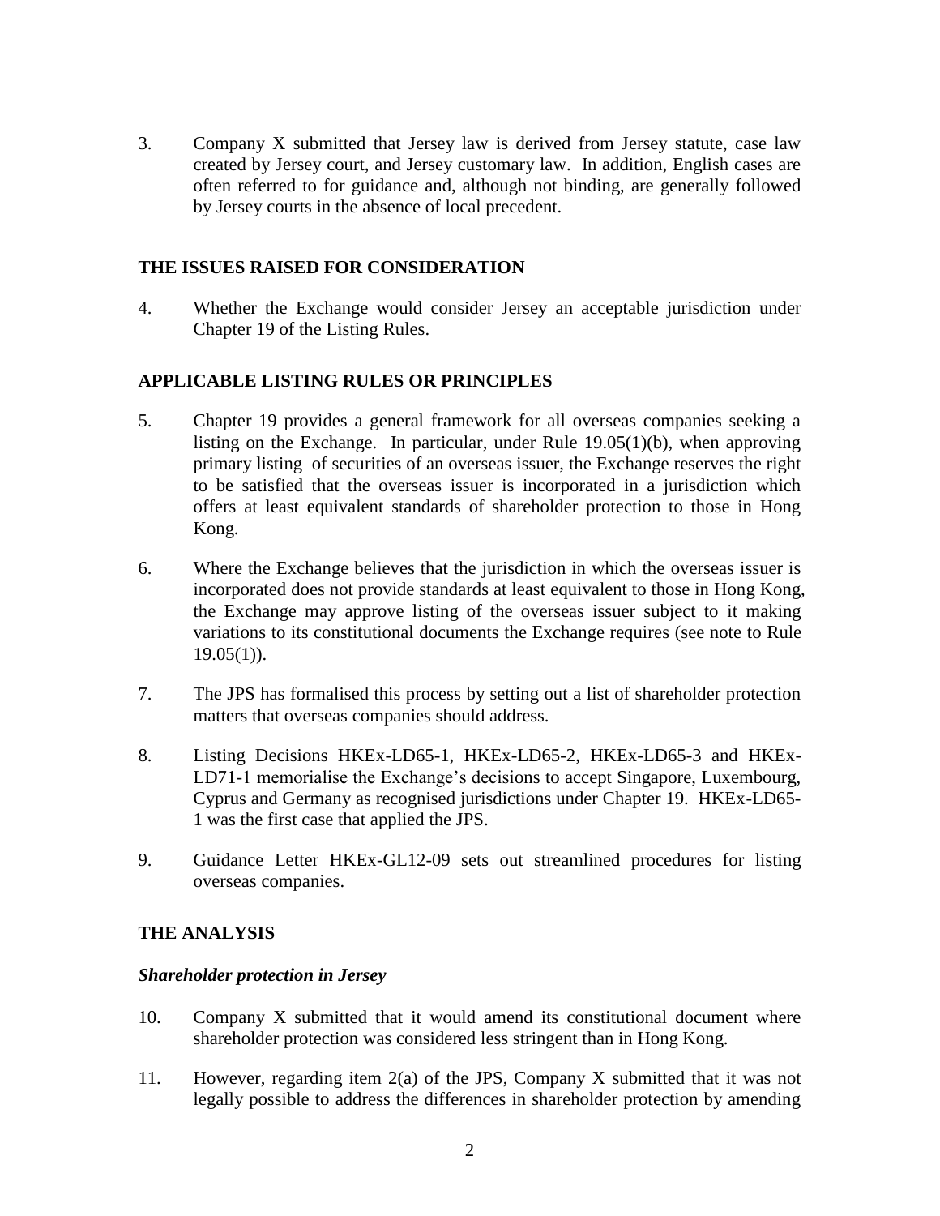3. Company X submitted that Jersey law is derived from Jersey statute, case law created by Jersey court, and Jersey customary law. In addition, English cases are often referred to for guidance and, although not binding, are generally followed by Jersey courts in the absence of local precedent.

## THE ISSUES RAISED FOR CONSIDERATION

4. Whether the Exchange would consider Jersey an acceptable jurisdiction under Chapter 19 of the Listing Rules.

## APPLICABLE LISTING RULES OR PRINCIPLES

5. Chapter 19 provides a general framework for all overseas companies seeking a listing on the Exchange. In particular, under Rule 19.05(1)(b), when approving primary listing of securities of an overseas issuer, the Exchange reserves the right to be satisfied that the overseas issuer is incorporated in a jurisdiction which offers at least equivalent standards of shareholder protection to those in Hong Kong.

6. Where the Exchange believes that the jurisdiction in which the overseas issuer is incorporated does not provide standards at least equivalent to those in Hong Kong, the Exchange may approve listing of the overseas issuer subject to it making variations to its constitutional documents the Exchange requires (see note to Rule 19.05(1)).

7. The JPS has formalised this process by setting out a list of shareholder protection matters that overseas companies should address.

8. Listing Decisions HKEx-LD65-1, HKEx-LD65-2, HKEx-LD65-3 and HKEx-LD71-1 memorialise the Exchange's decisions to accept Singapore, Luxembourg, Cyprus and Germany as recognised jurisdictions under Chapter 19. HKEx-LD65-1 was the first case that applied the JPS.

9. Guidance Letter HKEx-GL12-09 sets out streamlined procedures for listing overseas companies.

## THE ANALYSIS

### *Shareholder protection in Jersey*

10. Company X submitted that it would amend its constitutional document where shareholder protection was considered less stringent than in Hong Kong.

11. However, regarding item 2(a) of the JPS, Company X submitted that it was not legally possible to address the differences in shareholder protection by amending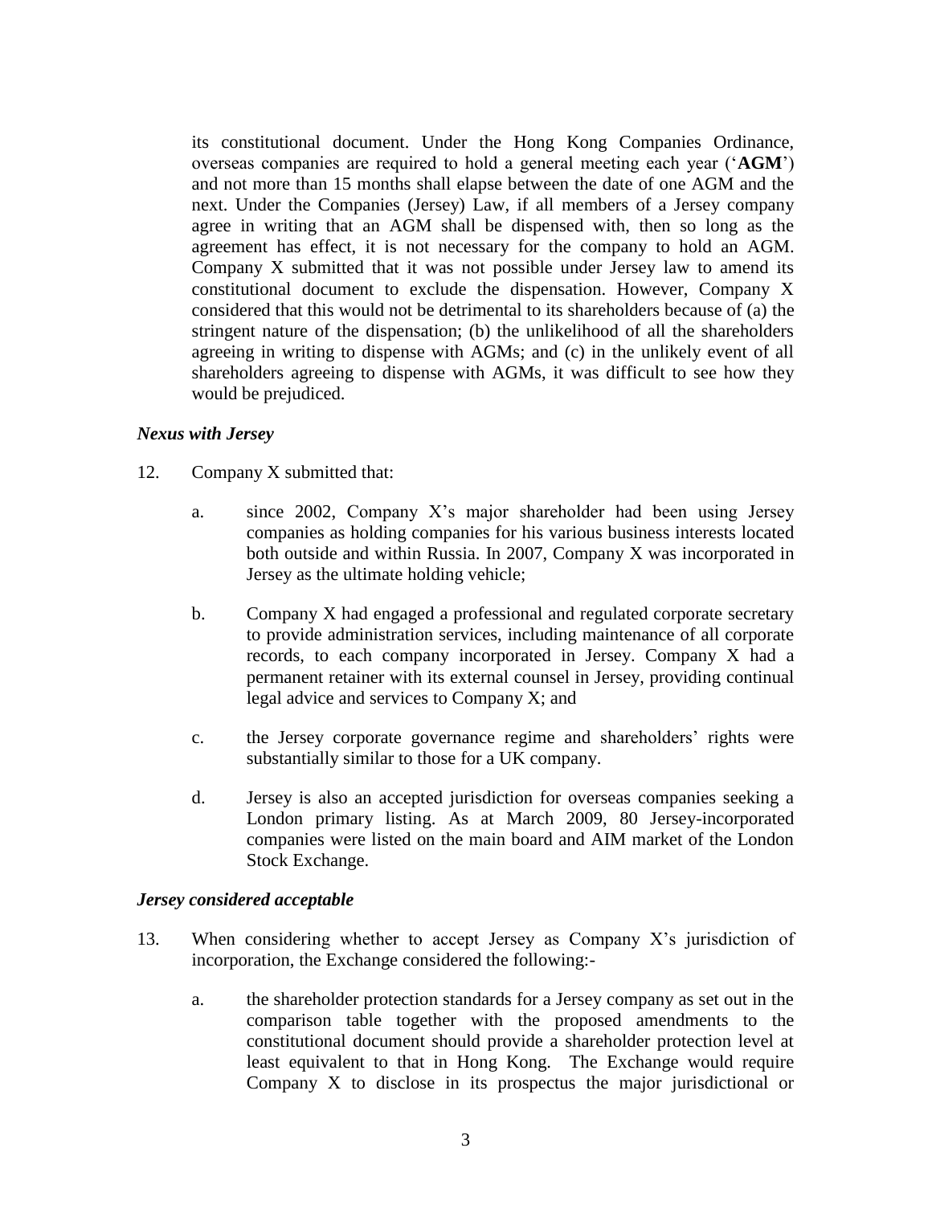its constitutional document. Under the Hong Kong Companies Ordinance, overseas companies are required to hold a general meeting each year ('**AGM**') and not more than 15 months shall elapse between the date of one AGM and the next. Under the Companies (Jersey) Law, if all members of a Jersey company agree in writing that an AGM shall be dispensed with, then so long as the agreement has effect, it is not necessary for the company to hold an AGM. Company X submitted that it was not possible under Jersey law to amend its constitutional document to exclude the dispensation. However, Company X considered that this would not be detrimental to its shareholders because of (a) the stringent nature of the dispensation; (b) the unlikelihood of all the shareholders agreeing in writing to dispense with AGMs; and (c) in the unlikely event of all shareholders agreeing to dispense with AGMs, it was difficult to see how they would be prejudiced.

***Nexus with Jersey***

12. Company X submitted that:

    a. since 2002, Company X's major shareholder had been using Jersey companies as holding companies for his various business interests located both outside and within Russia. In 2007, Company X was incorporated in Jersey as the ultimate holding vehicle;

    b. Company X had engaged a professional and regulated corporate secretary to provide administration services, including maintenance of all corporate records, to each company incorporated in Jersey. Company X had a permanent retainer with its external counsel in Jersey, providing continual legal advice and services to Company X; and

    c. the Jersey corporate governance regime and shareholders' rights were substantially similar to those for a UK company.

    d. Jersey is also an accepted jurisdiction for overseas companies seeking a London primary listing. As at March 2009, 80 Jersey-incorporated companies were listed on the main board and AIM market of the London Stock Exchange.

***Jersey considered acceptable***

13. When considering whether to accept Jersey as Company X's jurisdiction of incorporation, the Exchange considered the following:-

    a. the shareholder protection standards for a Jersey company as set out in the comparison table together with the proposed amendments to the constitutional document should provide a shareholder protection level at least equivalent to that in Hong Kong. The Exchange would require Company X to disclose in its prospectus the major jurisdictional or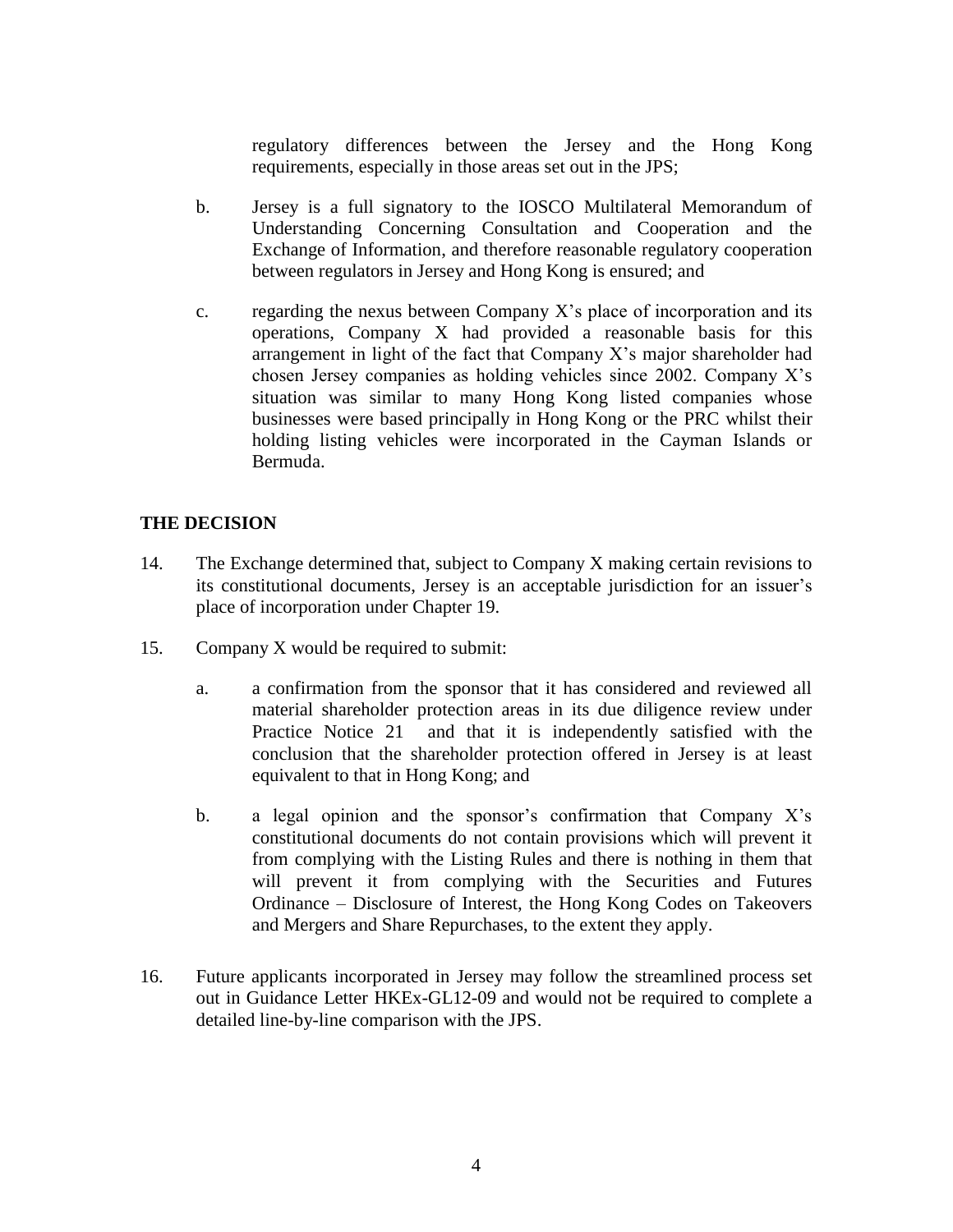regulatory differences between the Jersey and the Hong Kong requirements, especially in those areas set out in the JPS;

b. Jersey is a full signatory to the IOSCO Multilateral Memorandum of Understanding Concerning Consultation and Cooperation and the Exchange of Information, and therefore reasonable regulatory cooperation between regulators in Jersey and Hong Kong is ensured; and

c. regarding the nexus between Company X's place of incorporation and its operations, Company X had provided a reasonable basis for this arrangement in light of the fact that Company X's major shareholder had chosen Jersey companies as holding vehicles since 2002. Company X's situation was similar to many Hong Kong listed companies whose businesses were based principally in Hong Kong or the PRC whilst their holding listing vehicles were incorporated in the Cayman Islands or Bermuda.

## THE DECISION

14. The Exchange determined that, subject to Company X making certain revisions to its constitutional documents, Jersey is an acceptable jurisdiction for an issuer's place of incorporation under Chapter 19.

15. Company X would be required to submit:

    a. a confirmation from the sponsor that it has considered and reviewed all material shareholder protection areas in its due diligence review under Practice Notice 21 and that it is independently satisfied with the conclusion that the shareholder protection offered in Jersey is at least equivalent to that in Hong Kong; and

    b. a legal opinion and the sponsor's confirmation that Company X's constitutional documents do not contain provisions which will prevent it from complying with the Listing Rules and there is nothing in them that will prevent it from complying with the Securities and Futures Ordinance – Disclosure of Interest, the Hong Kong Codes on Takeovers and Mergers and Share Repurchases, to the extent they apply.

16. Future applicants incorporated in Jersey may follow the streamlined process set out in Guidance Letter HKEx-GL12-09 and would not be required to complete a detailed line-by-line comparison with the JPS.